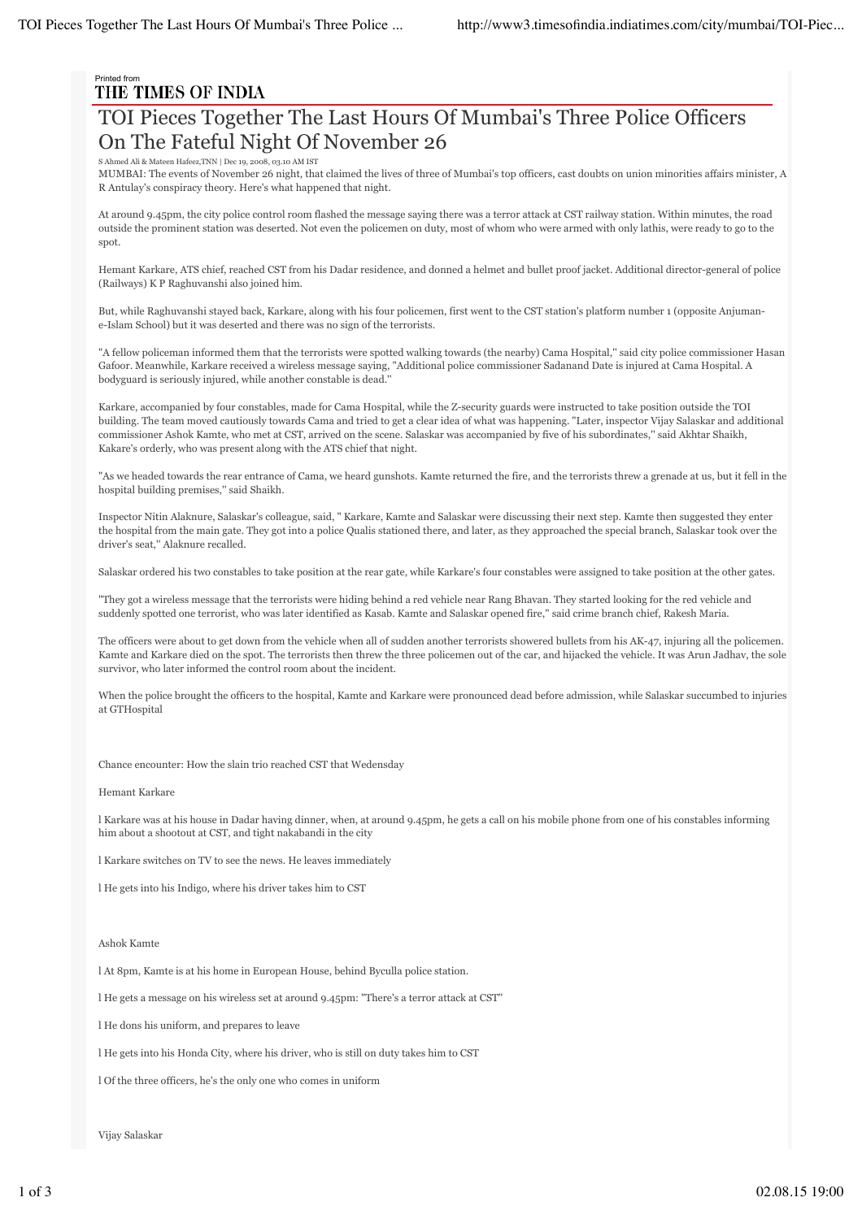Printed from
THE TIMES OF INDIA

# TOI Pieces Together The Last Hours Of Mumbai's Three Police Officers On The Fateful Night Of November 26

S Ahmed Ali & Mateen Hafeez,TNN | Dec 19, 2008, 03.10 AM IST

MUMBAI: The events of November 26 night, that claimed the lives of three of Mumbai's top officers, cast doubts on union minorities affairs minister, A R Antulay's conspiracy theory. Here's what happened that night.

At around 9.45pm, the city police control room flashed the message saying there was a terror attack at CST railway station. Within minutes, the road outside the prominent station was deserted. Not even the policemen on duty, most of whom who were armed with only lathis, were ready to go to the spot.

Hemant Karkare, ATS chief, reached CST from his Dadar residence, and donned a helmet and bullet proof jacket. Additional director-general of police (Railways) K P Raghuvanshi also joined him.

But, while Raghuvanshi stayed back, Karkare, along with his four policemen, first went to the CST station's platform number 1 (opposite Anjuman-e-Islam School) but it was deserted and there was no sign of the terrorists.

"A fellow policeman informed them that the terrorists were spotted walking towards (the nearby) Cama Hospital," said city police commissioner Hasan Gafoor. Meanwhile, Karkare received a wireless message saying, "Additional police commissioner Sadanand Date is injured at Cama Hospital. A bodyguard is seriously injured, while another constable is dead."

Karkare, accompanied by four constables, made for Cama Hospital, while the Z-security guards were instructed to take position outside the TOI building. The team moved cautiously towards Cama and tried to get a clear idea of what was happening. "Later, inspector Vijay Salaskar and additional commissioner Ashok Kamte, who met at CST, arrived on the scene. Salaskar was accompanied by five of his subordinates," said Akhtar Shaikh, Kakare's orderly, who was present along with the ATS chief that night.

"As we headed towards the rear entrance of Cama, we heard gunshots. Kamte returned the fire, and the terrorists threw a grenade at us, but it fell in the hospital building premises," said Shaikh.

Inspector Nitin Alaknure, Salaskar's colleague, said, " Karkare, Kamte and Salaskar were discussing their next step. Kamte then suggested they enter the hospital from the main gate. They got into a police Qualis stationed there, and later, as they approached the special branch, Salaskar took over the driver's seat," Alaknure recalled.

Salaskar ordered his two constables to take position at the rear gate, while Karkare's four constables were assigned to take position at the other gates.

"They got a wireless message that the terrorists were hiding behind a red vehicle near Rang Bhavan. They started looking for the red vehicle and suddenly spotted one terrorist, who was later identified as Kasab. Kamte and Salaskar opened fire," said crime branch chief, Rakesh Maria.

The officers were about to get down from the vehicle when all of sudden another terrorists showered bullets from his AK-47, injuring all the policemen. Kamte and Karkare died on the spot. The terrorists then threw the three policemen out of the car, and hijacked the vehicle. It was Arun Jadhav, the sole survivor, who later informed the control room about the incident.

When the police brought the officers to the hospital, Kamte and Karkare were pronounced dead before admission, while Salaskar succumbed to injuries at GTHospital

Chance encounter: How the slain trio reached CST that Wedensday

Hemant Karkare

- Karkare was at his house in Dadar having dinner, when, at around 9.45pm, he gets a call on his mobile phone from one of his constables informing him about a shootout at CST, and tight nakabandi in the city
- Karkare switches on TV to see the news. He leaves immediately
- He gets into his Indigo, where his driver takes him to CST

Ashok Kamte

- At 8pm, Kamte is at his home in European House, behind Byculla police station.
- He gets a message on his wireless set at around 9.45pm: "There's a terror attack at CST"
- He dons his uniform, and prepares to leave
- He gets into his Honda City, where his driver, who is still on duty takes him to CST
- Of the three officers, he's the only one who comes in uniform

Vijay Salaskar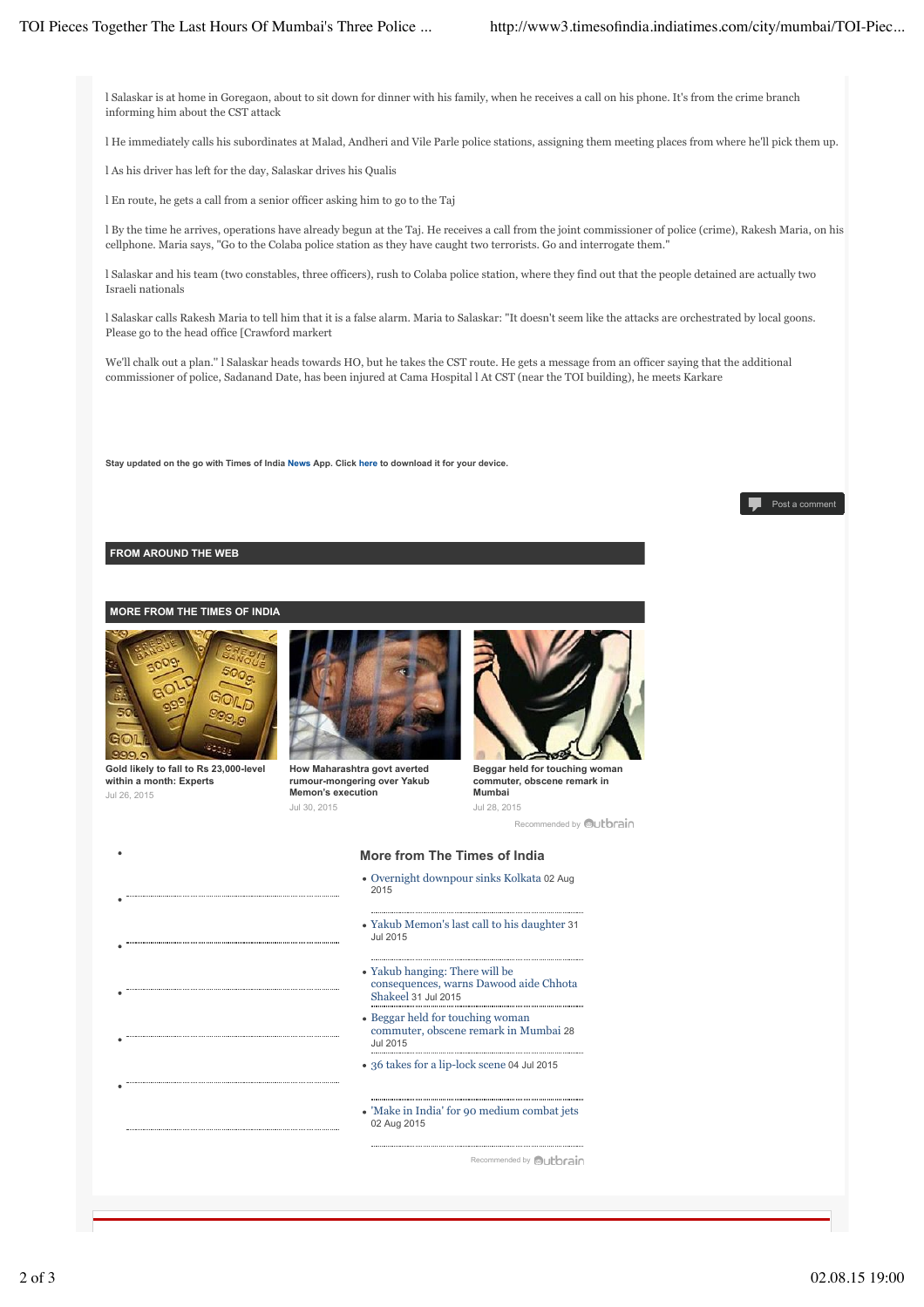l Salaskar is at home in Goregaon, about to sit down for dinner with his family, when he receives a call on his phone. It's from the crime branch informing him about the CST attack

l He immediately calls his subordinates at Malad, Andheri and Vile Parle police stations, assigning them meeting places from where he'll pick them up.

l As his driver has left for the day, Salaskar drives his Qualis

l En route, he gets a call from a senior officer asking him to go to the Taj

l By the time he arrives, operations have already begun at the Taj. He receives a call from the joint commissioner of police (crime), Rakesh Maria, on his cellphone. Maria says, "Go to the Colaba police station as they have caught two terrorists. Go and interrogate them."

l Salaskar and his team (two constables, three officers), rush to Colaba police station, where they find out that the people detained are actually two Israeli nationals

l Salaskar calls Rakesh Maria to tell him that it is a false alarm. Maria to Salaskar: "It doesn't seem like the attacks are orchestrated by local goons. Please go to the head office [Crawford markert

We'll chalk out a plan." l Salaskar heads towards HO, but he takes the CST route. He gets a message from an officer saying that the additional commissioner of police, Sadanand Date, has been injured at Cama Hospital l At CST (near the TOI building), he meets Karkare

**Stay updated on the go with Times of India News App. Click here to download it for your device.**

Post a comment

**FROM AROUND THE WEB**

**MORE FROM THE TIMES OF INDIA**

**Gold likely to fall to Rs 23,000-level within a month: Experts**
Jul 26, 2015

**How Maharashtra govt averted rumour-mongering over Yakub Memon's execution**
Jul 30, 2015

**Beggar held for touching woman commuter, obscene remark in Mumbai**
Jul 28, 2015

Recommended by Outbrain

## More from The Times of India

- Overnight downpour sinks Kolkata 02 Aug 2015
- Yakub Memon's last call to his daughter 31 Jul 2015
- Yakub hanging: There will be consequences, warns Dawood aide Chhota Shakeel 31 Jul 2015
- Beggar held for touching woman commuter, obscene remark in Mumbai 28 Jul 2015
- 36 takes for a lip-lock scene 04 Jul 2015
- 'Make in India' for 90 medium combat jets 02 Aug 2015

Recommended by Outbrain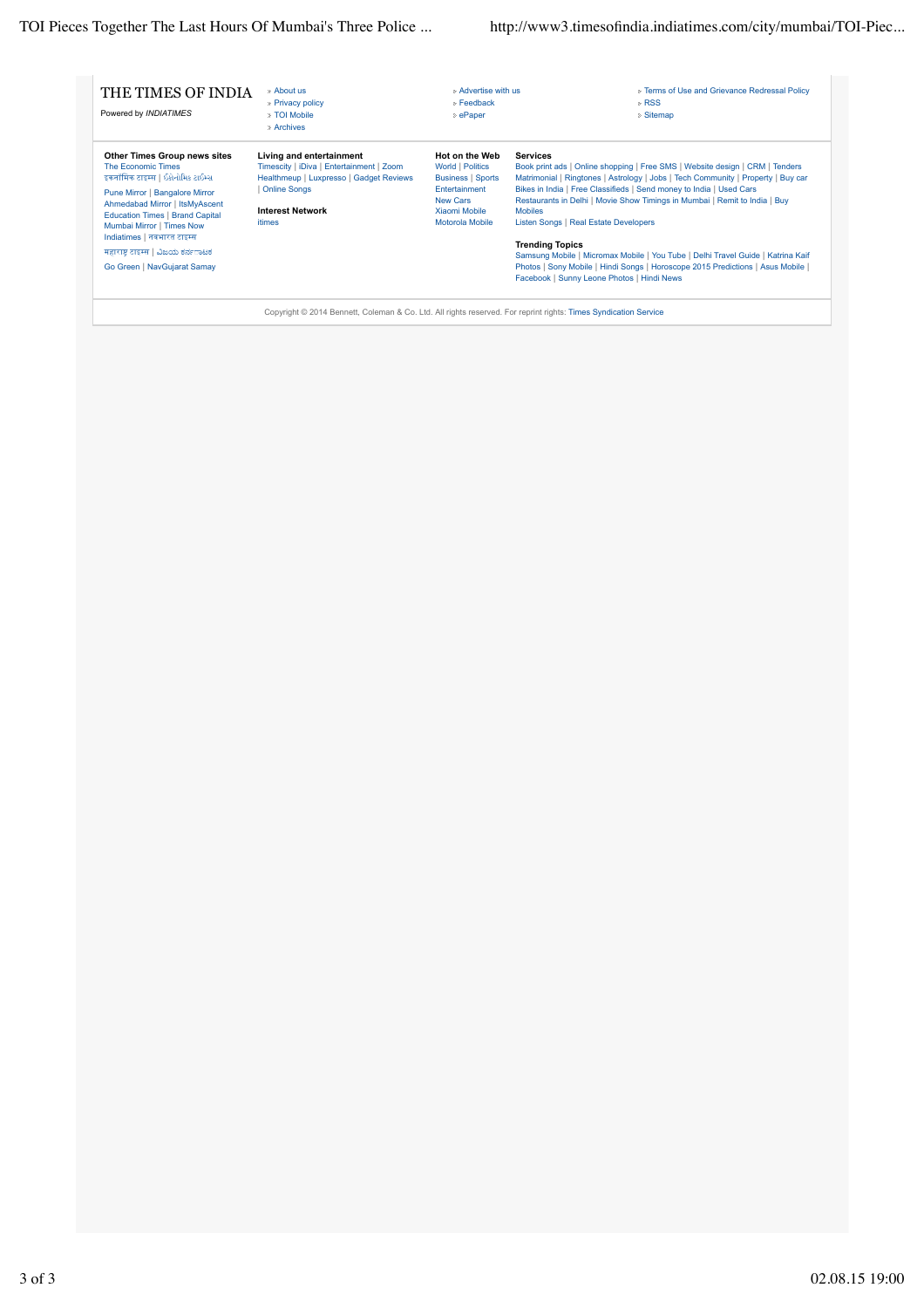THE TIMES OF INDIA

Powered by *INDIATIMES*

- About us
- Privacy policy
- TOI Mobile
- Archives
- Advertise with us
- Feedback
- ePaper
- Terms of Use and Grievance Redressal Policy
- RSS
- Sitemap

**Other Times Group news sites**
The Economic Times
इकनॉमिक टाइम्स | ઇકોનોમિક ટાઇમ્સ
Pune Mirror | Bangalore Mirror
Ahmedabad Mirror | ItsMyAscent
Education Times | Brand Capital
Mumbai Mirror | Times Now
Indiatimes | नवभारत टाइम्स
महाराष्ट्र टाइम्स | ವಿಜಯ ಕರ್ನಾಟಕ
Go Green | NavGujarat Samay

**Living and entertainment**
Timescity | iDiva | Entertainment | Zoom
Healthmeup | Luxpresso | Gadget Reviews
| Online Songs

**Interest Network**
itimes

**Hot on the Web**
World | Politics
Business | Sports
Entertainment
New Cars
Xiaomi Mobile
Motorola Mobile

**Services**
Book print ads | Online shopping | Free SMS | Website design | CRM | Tenders
Matrimonial | Ringtones | Astrology | Jobs | Tech Community | Property | Buy car
Bikes in India | Free Classifieds | Send money to India | Used Cars
Restaurants in Delhi | Movie Show Timings in Mumbai | Remit to India | Buy Mobiles
Listen Songs | Real Estate Developers

**Trending Topics**
Samsung Mobile | Micromax Mobile | You Tube | Delhi Travel Guide | Katrina Kaif Photos | Sony Mobile | Hindi Songs | Horoscope 2015 Predictions | Asus Mobile | Facebook | Sunny Leone Photos | Hindi News

Copyright © 2014 Bennett, Coleman & Co. Ltd. All rights reserved. For reprint rights: Times Syndication Service